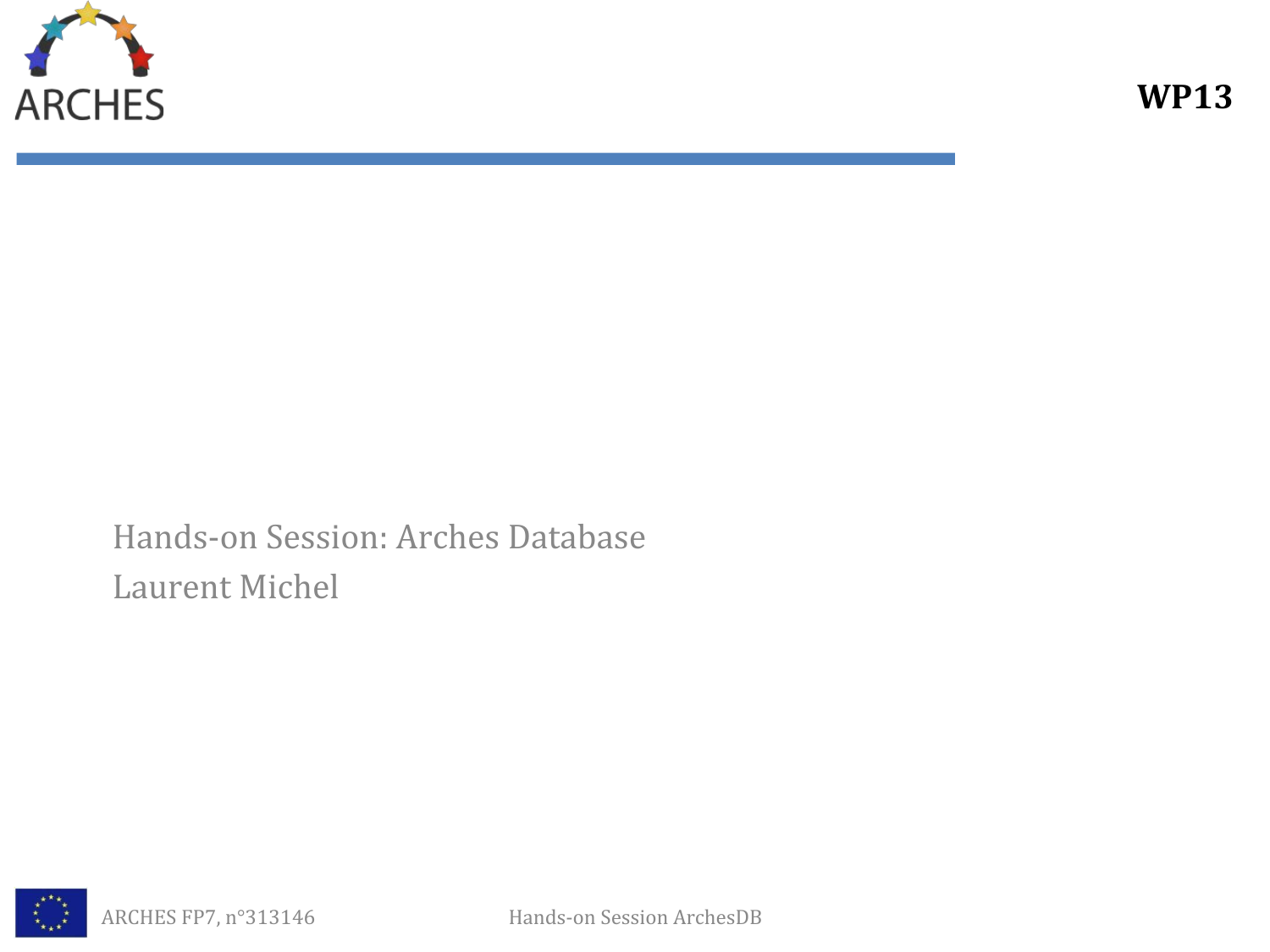ARCHES

**WP13**

# Hands-on Session: Arches Database

Laurent Michel

ARCHES FP7, n°313146

Hands-on Session ArchesDB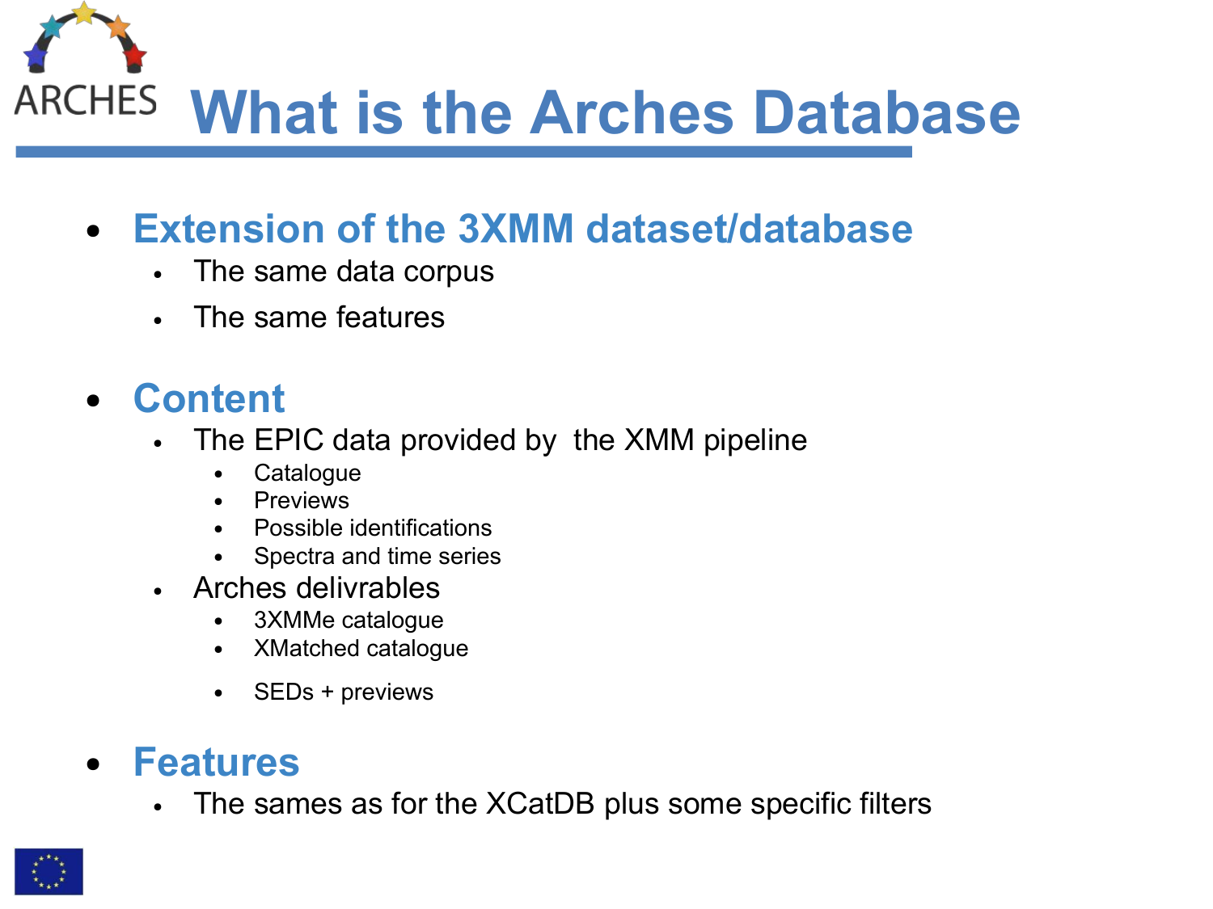# What is the Arches Database

- **Extension of the 3XMM dataset/database**
  - The same data corpus
  - The same features

- **Content**
  - The EPIC data provided by the XMM pipeline
    - Catalogue
    - Previews
    - Possible identifications
    - Spectra and time series
  - Arches delivrables
    - 3XMMe catalogue
    - XMatched catalogue
    - SEDs + previews

- **Features**
  - The sames as for the XCatDB plus some specific filters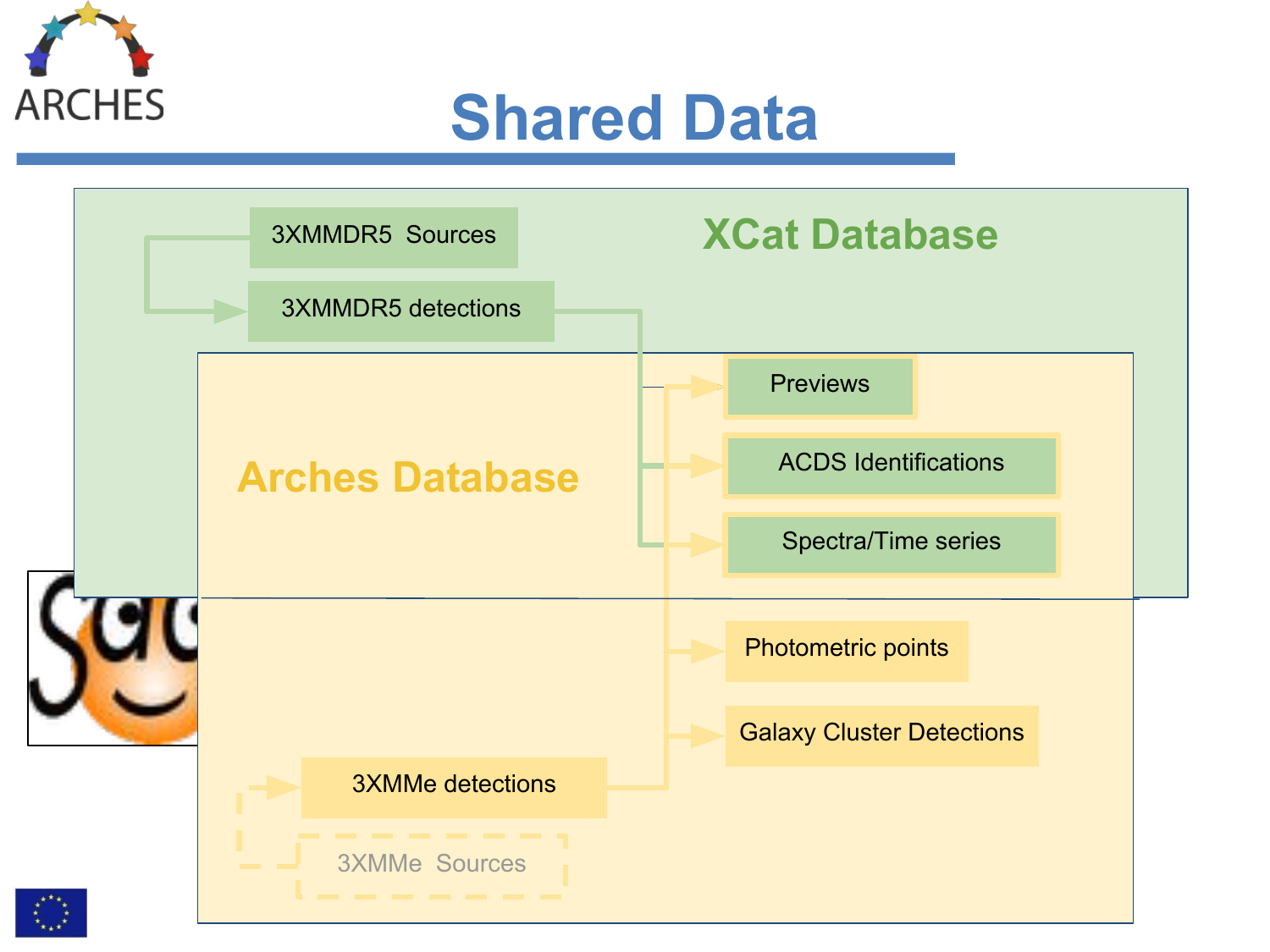# Shared Data

## XCat Database

- 3XMMDR5 Sources
- 3XMMDR5 detections

## Arches Database

- Previews
- ACDS Identifications
- Spectra/Time series
- Photometric points
- Galaxy Cluster Detections
- 3XMMe detections
- 3XMMe Sources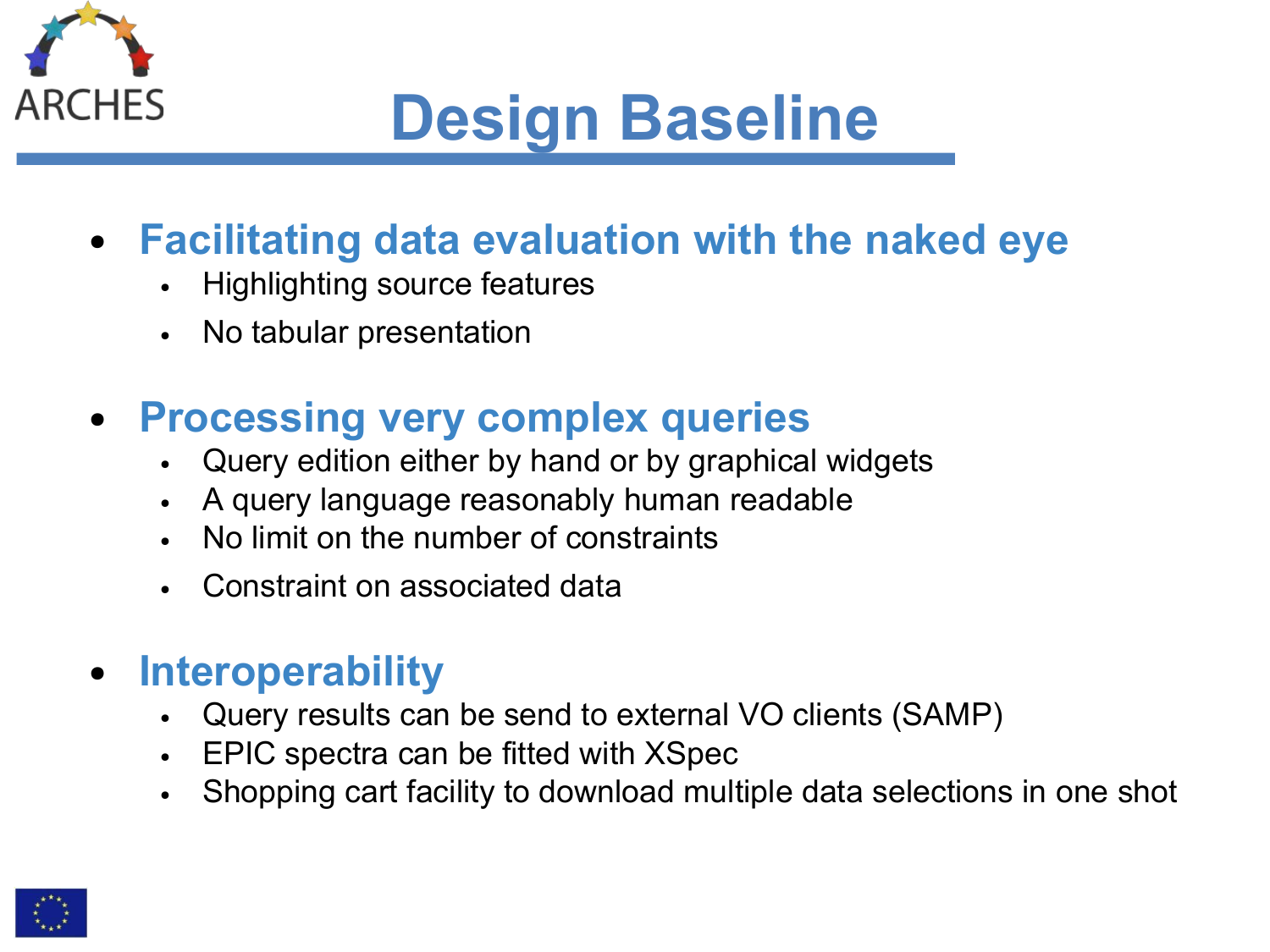# Design Baseline

- **Facilitating data evaluation with the naked eye**
  - Highlighting source features
  - No tabular presentation
- **Processing very complex queries**
  - Query edition either by hand or by graphical widgets
  - A query language reasonably human readable
  - No limit on the number of constraints
  - Constraint on associated data
- **Interoperability**
  - Query results can be send to external VO clients (SAMP)
  - EPIC spectra can be fitted with XSpec
  - Shopping cart facility to download multiple data selections in one shot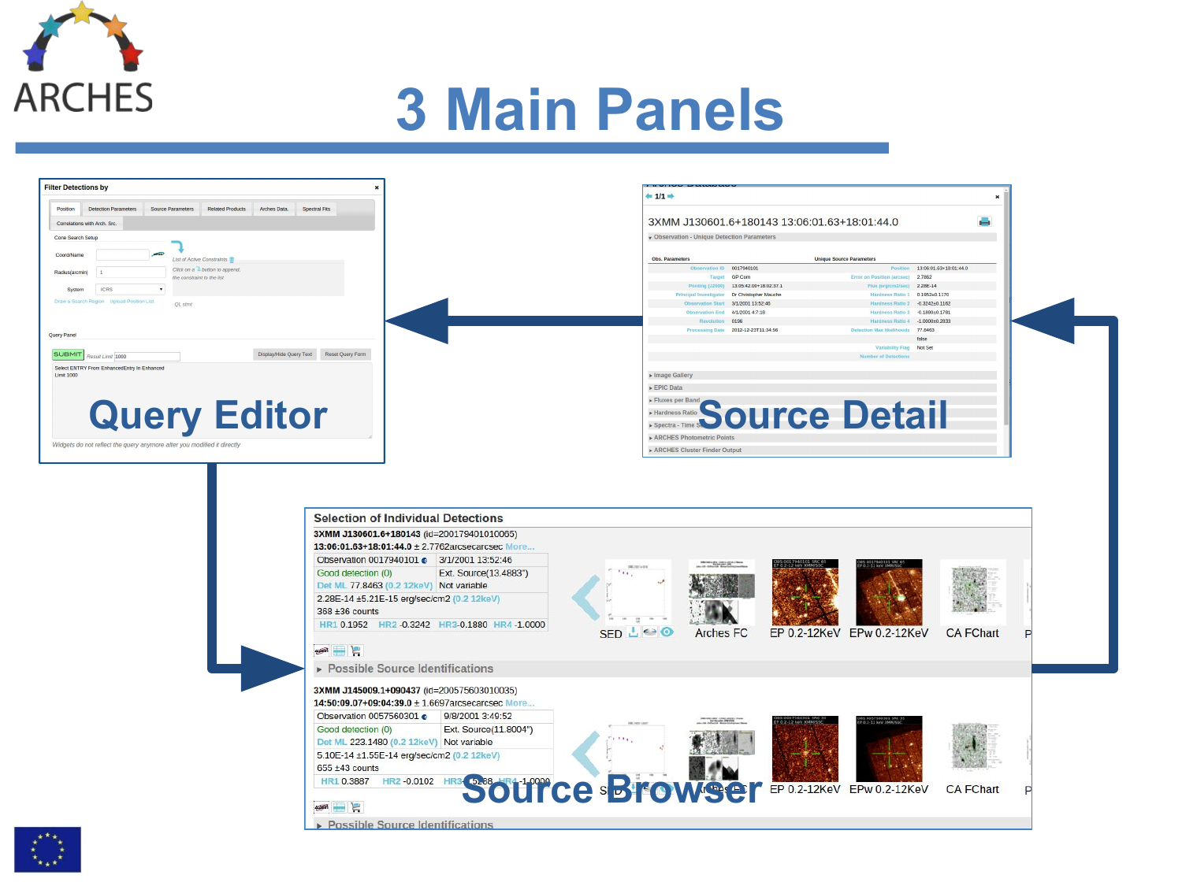# 3 Main Panels

**Query Editor**

**Source Detail**

**Source Browser**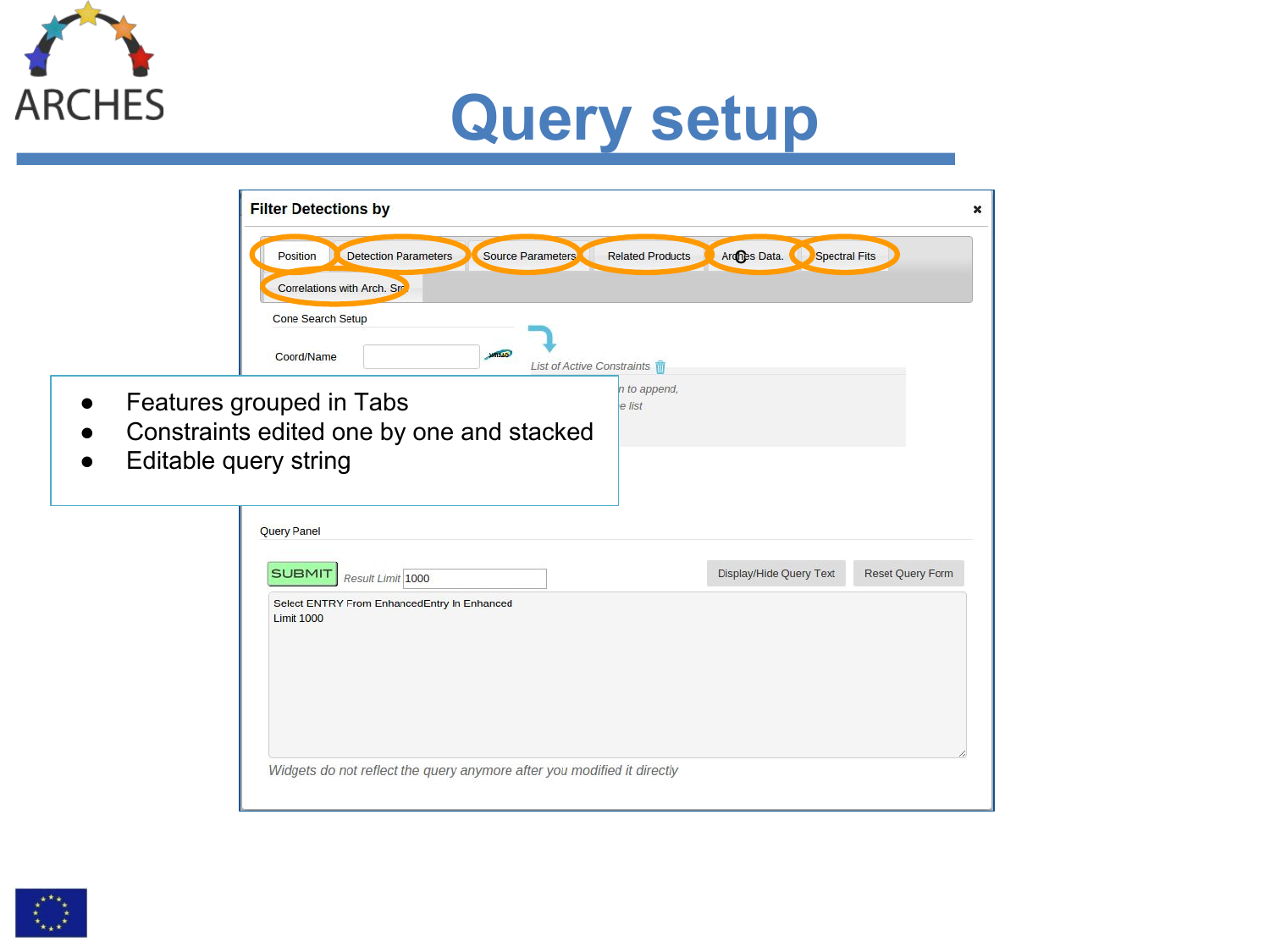# Query setup

**Filter Detections by**

Position | Detection Parameters | Source Parameters | Related Products | Arches Data. | Spectral Fits | Correlations with Arch. Src

Cone Search Setup

Coord/Name

*List of Active Constraints*

*...n to append,*
*...e list*

- Features grouped in Tabs
- Constraints edited one by one and stacked
- Editable query string

Query Panel

SUBMIT *Result Limit* 1000 | Display/Hide Query Text | Reset Query Form

```
Select ENTRY From EnhancedEntry In Enhanced
Limit 1000
```

*Widgets do not reflect the query anymore after you modified it directly*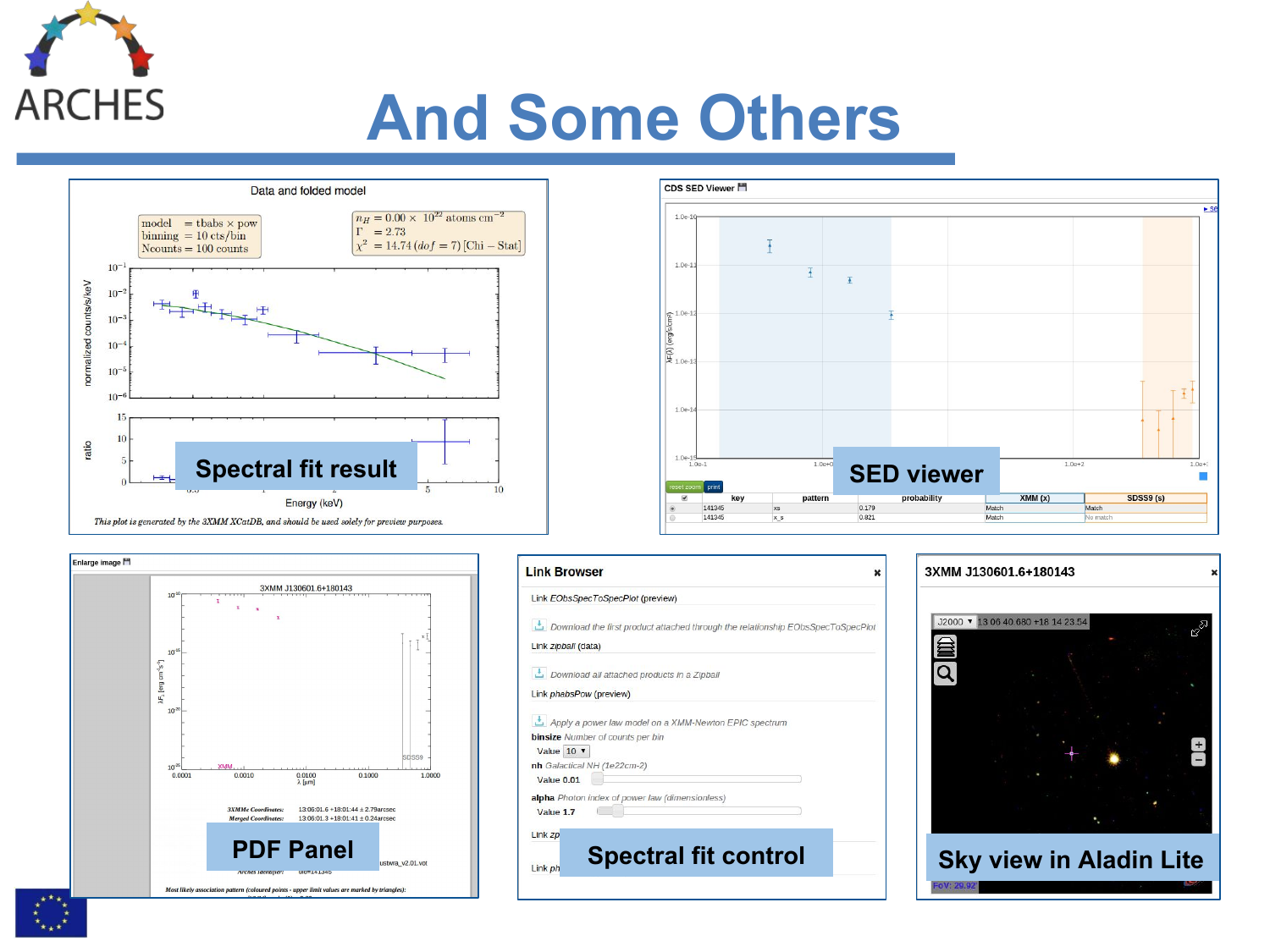# And Some Others

**Spectral fit result**

**SED viewer**

**PDF Panel**

**Spectral fit control**

**Sky view in Aladin Lite**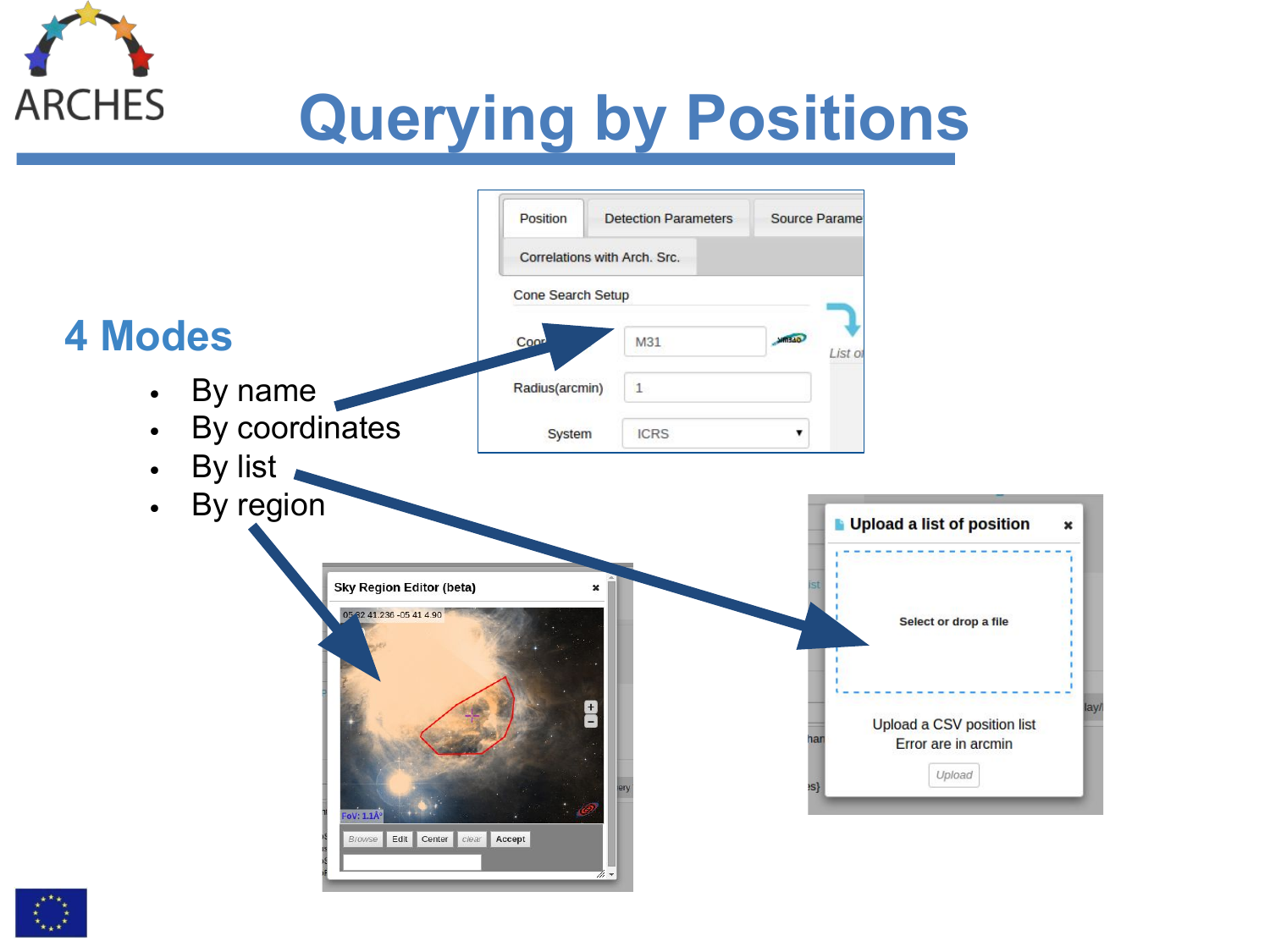# Querying by Positions

## 4 Modes

- By name
- By coordinates
- By list
- By region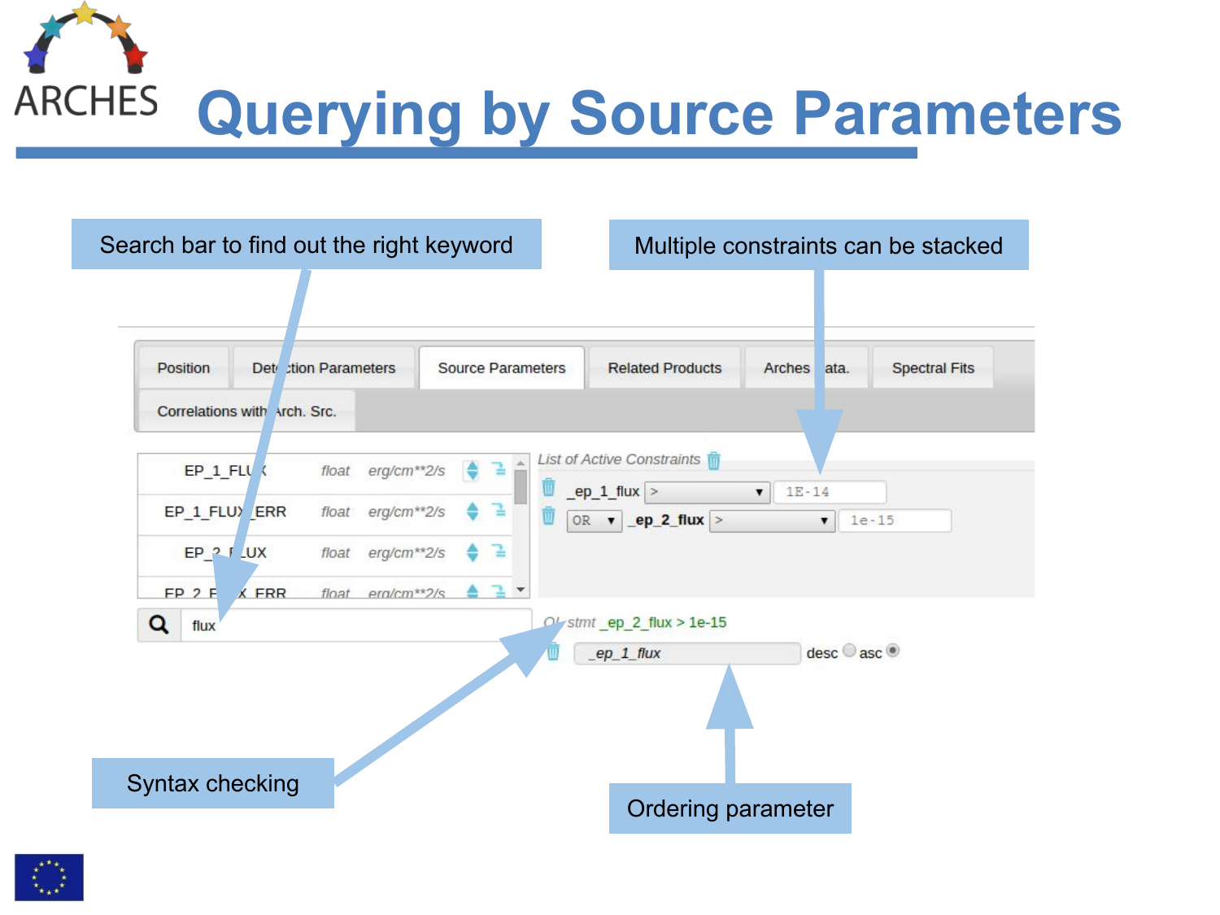# Querying by Source Parameters

Search bar to find out the right keyword

Multiple constraints can be stacked

| Position | Detection Parameters | Source Parameters | Related Products | Arches data. | Spectral Fits |
|---|---|---|---|---|---|

Correlations with Arch. Src.

| | | |
|---|---|---|
| EP_1_FLUX | float | erg/cm**2/s |
| EP_1_FLUX_ERR | float | erg/cm**2/s |
| EP_2_FLUX | float | erg/cm**2/s |
| EP_2_FLUX_ERR | float | erg/cm**2/s |

flux

List of Active Constraints

_ep_1_flux > 1E-14

OR _ep_2_flux > 1e-15

OL stmt _ep_2_flux > 1e-15

_ep_1_flux desc asc

Syntax checking

Ordering parameter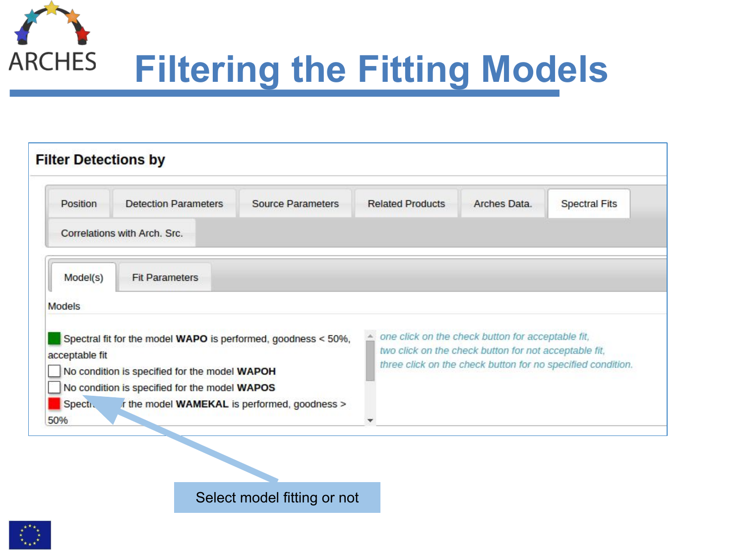# Filtering the Fitting Models

**Filter Detections by**

Position | Detection Parameters | Source Parameters | Related Products | Arches Data. | Spectral Fits

Correlations with Arch. Src.

Model(s) | Fit Parameters

Models

Spectral fit for the model **WAPO** is performed, goodness < 50%, acceptable fit

No condition is specified for the model **WAPOH**

No condition is specified for the model **WAPOS**

Spectr... r the model **WAMEKAL** is performed, goodness > 50%

*one click on the check button for acceptable fit,*
*two click on the check button for not acceptable fit,*
*three click on the check button for no specified condition.*

Select model fitting or not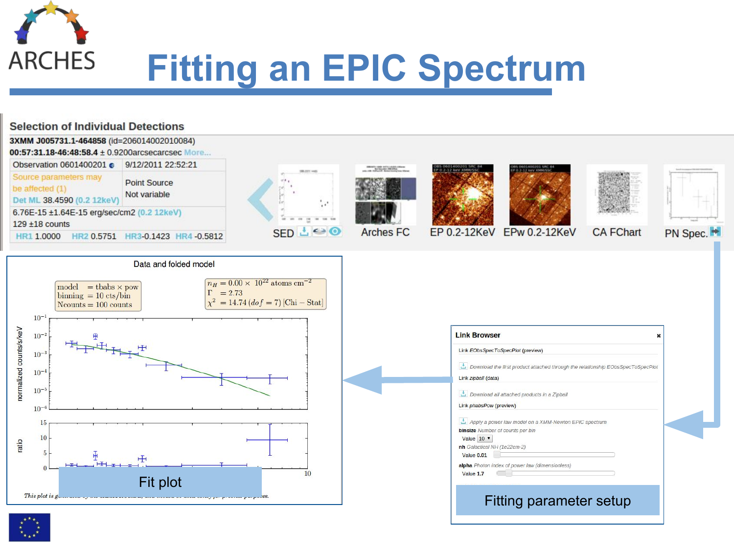# Fitting an EPIC Spectrum

## Selection of Individual Detections

**3XMM J005731.1-464858** (id=206014002010084)

**00:57:31.18-46:48:58.4** ± 0.9200arcsecarcsec More...

| Observation 0601400201 | 9/12/2011 22:52:21 |
| --- | --- |
| Source parameters may be affected (1) Det ML 38.4590 (0.2 12keV) | Point Source Not variable |
| 6.76E-15 ±1.64E-15 erg/sec/cm2 (0.2 12keV) 129 ±18 counts | |
| HR1 1.0000 HR2 0.5751 HR3 -0.1423 HR4 -0.5812 | |

SED | Arches FC | EP 0.2-12KeV | EPw 0.2-12KeV | CA FChart | PN Spec.

**Data and folded model**

model = tbabs × pow
binning = 10 cts/bin
Ncounts = 100 counts

$n_H = 0.00 \times 10^{22}$ atoms cm$^{-2}$
$\Gamma = 2.73$
$\chi^2 = 14.74$ $(dof = 7)$ [Chi − Stat]

Fit plot

**Link Browser**

Link *EObsSpecToSpecPlot* (preview)

*Download the first product attached through the relationship EObsSpecToSpecPlot*

Link *zipball* (data)

*Download all attached products in a Zipball*

Link *phabsPow* (preview)

*Apply a power law model on a XMM-Newton EPIC spectrum*

**binsize** *Number of counts per bin*
Value 10

**nh** *Galactical NH (1e22cm-2)*
Value 0.01

**alpha** *Photon index of power law (dimensionless)*
Value 1.7

Fitting parameter setup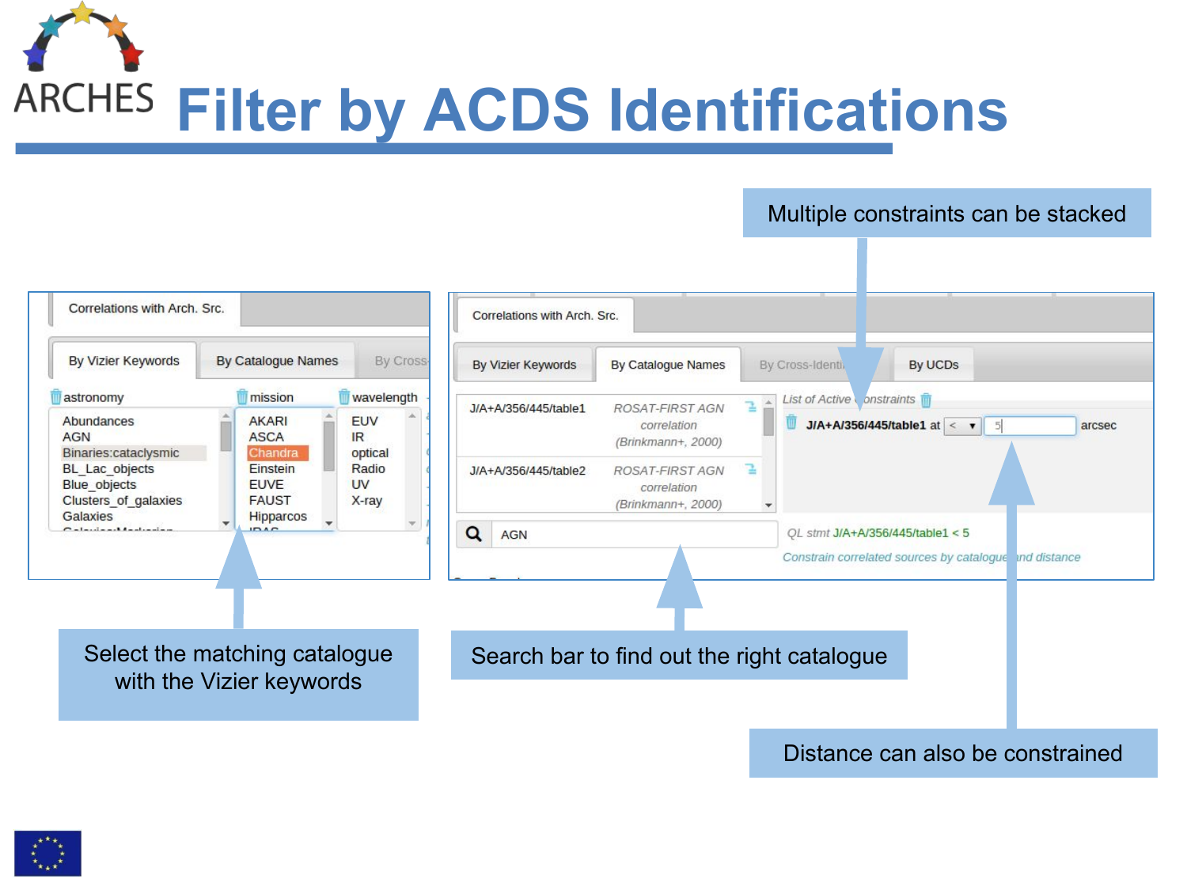# Filter by ACDS Identifications

Multiple constraints can be stacked

Correlations with Arch. Src.

By Vizier Keywords | By Catalogue Names | By Cross-

astronomy

- Abundances
- AGN
- Binaries:cataclysmic
- BL_Lac_objects
- Blue_objects
- Clusters_of_galaxies
- Galaxies

mission

- AKARI
- ASCA
- Chandra
- Einstein
- EUVE
- FAUST
- Hipparcos

wavelength

- EUV
- IR
- optical
- Radio
- UV
- X-ray

Correlations with Arch. Src.

By Vizier Keywords | By Catalogue Names | By Cross-Identi... | By UCDs

| | |
|---|---|
| J/A+A/356/445/table1 | *ROSAT-FIRST AGN correlation (Brinkmann+, 2000)* |
| J/A+A/356/445/table2 | *ROSAT-FIRST AGN correlation (Brinkmann+, 2000)* |

*List of Active Constraints*

**J/A+A/356/445/table1** at < 5 arcsec

AGN

*QL stmt* J/A+A/356/445/table1 < 5

*Constrain correlated sources by catalogue and distance*

Select the matching catalogue with the Vizier keywords

Search bar to find out the right catalogue

Distance can also be constrained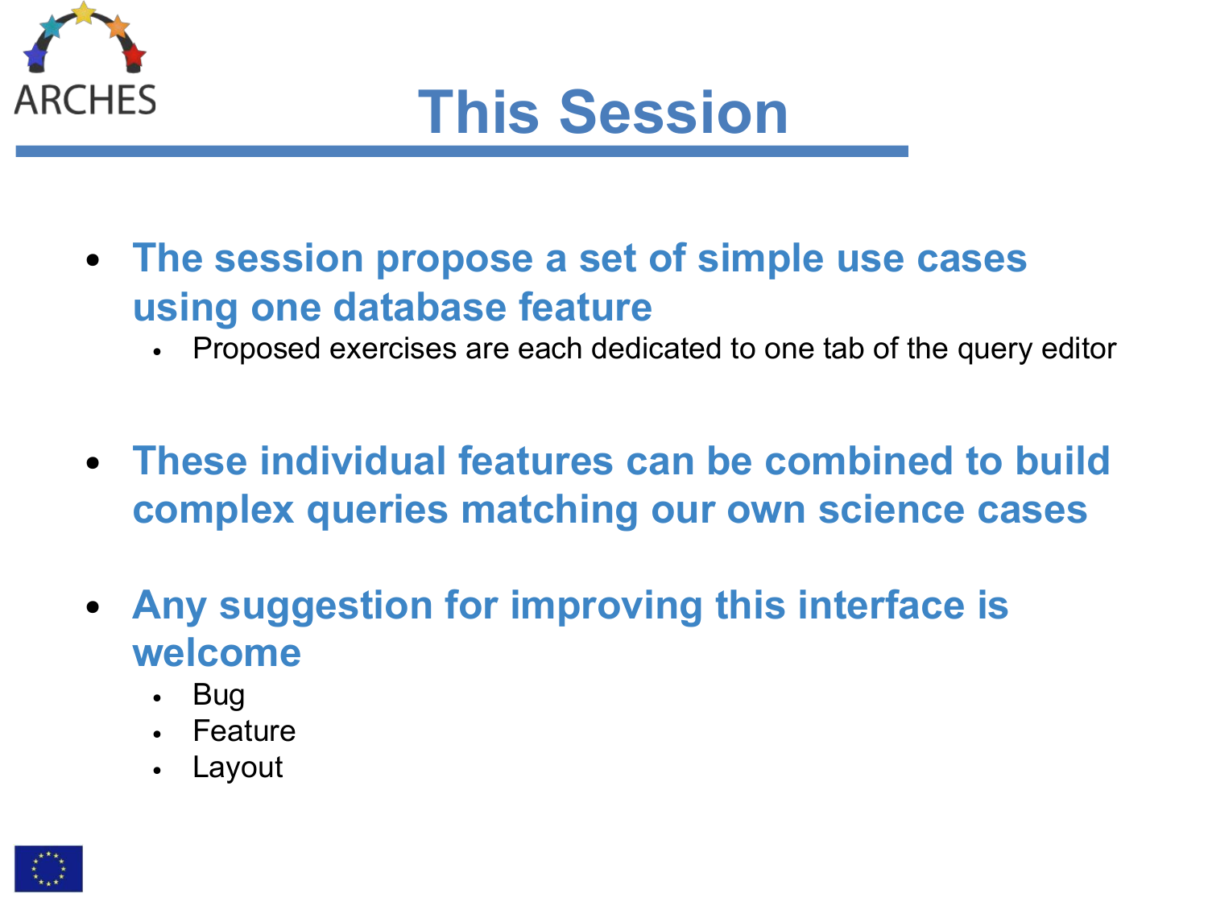# This Session

- **The session propose a set of simple use cases using one database feature**
  - Proposed exercises are each dedicated to one tab of the query editor
- **These individual features can be combined to build complex queries matching our own science cases**
- **Any suggestion for improving this interface is welcome**
  - Bug
  - Feature
  - Layout